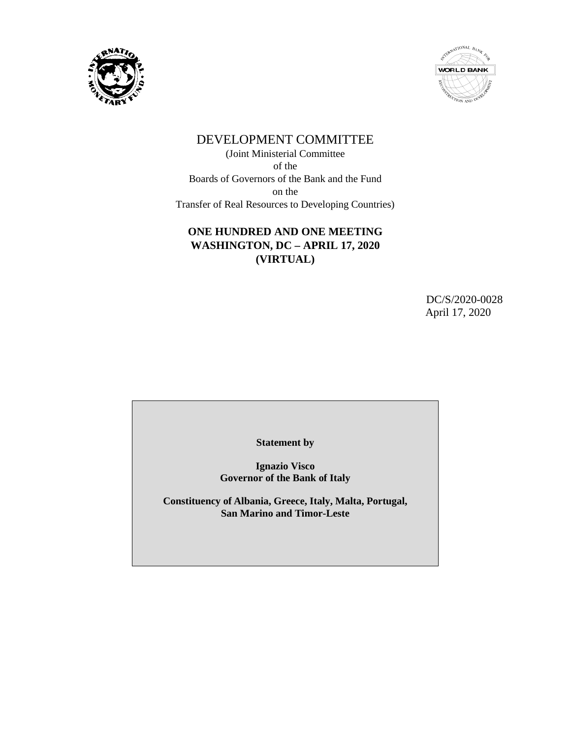# DEVELOPMENT COMMITTEE

(Joint Ministerial Committee
of the
Boards of Governors of the Bank and the Fund
on the
Transfer of Real Resources to Developing Countries)

**ONE HUNDRED AND ONE MEETING**
**WASHINGTON, DC – APRIL 17, 2020**
**(VIRTUAL)**

DC/S/2020-0028
April 17, 2020

**Statement by**

**Ignazio Visco**
**Governor of the Bank of Italy**

**Constituency of Albania, Greece, Italy, Malta, Portugal, San Marino and Timor-Leste**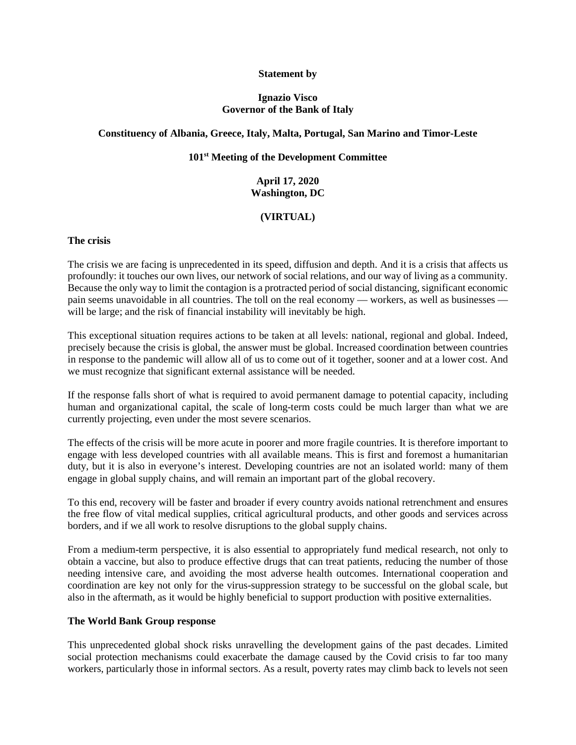**Statement by**

**Ignazio Visco**
**Governor of the Bank of Italy**

**Constituency of Albania, Greece, Italy, Malta, Portugal, San Marino and Timor-Leste**

**101st Meeting of the Development Committee**

**April 17, 2020**
**Washington, DC**

**(VIRTUAL)**

## The crisis

The crisis we are facing is unprecedented in its speed, diffusion and depth. And it is a crisis that affects us profoundly: it touches our own lives, our network of social relations, and our way of living as a community. Because the only way to limit the contagion is a protracted period of social distancing, significant economic pain seems unavoidable in all countries. The toll on the real economy — workers, as well as businesses — will be large; and the risk of financial instability will inevitably be high.

This exceptional situation requires actions to be taken at all levels: national, regional and global. Indeed, precisely because the crisis is global, the answer must be global. Increased coordination between countries in response to the pandemic will allow all of us to come out of it together, sooner and at a lower cost. And we must recognize that significant external assistance will be needed.

If the response falls short of what is required to avoid permanent damage to potential capacity, including human and organizational capital, the scale of long-term costs could be much larger than what we are currently projecting, even under the most severe scenarios.

The effects of the crisis will be more acute in poorer and more fragile countries. It is therefore important to engage with less developed countries with all available means. This is first and foremost a humanitarian duty, but it is also in everyone's interest. Developing countries are not an isolated world: many of them engage in global supply chains, and will remain an important part of the global recovery.

To this end, recovery will be faster and broader if every country avoids national retrenchment and ensures the free flow of vital medical supplies, critical agricultural products, and other goods and services across borders, and if we all work to resolve disruptions to the global supply chains.

From a medium-term perspective, it is also essential to appropriately fund medical research, not only to obtain a vaccine, but also to produce effective drugs that can treat patients, reducing the number of those needing intensive care, and avoiding the most adverse health outcomes. International cooperation and coordination are key not only for the virus-suppression strategy to be successful on the global scale, but also in the aftermath, as it would be highly beneficial to support production with positive externalities.

## The World Bank Group response

This unprecedented global shock risks unravelling the development gains of the past decades. Limited social protection mechanisms could exacerbate the damage caused by the Covid crisis to far too many workers, particularly those in informal sectors. As a result, poverty rates may climb back to levels not seen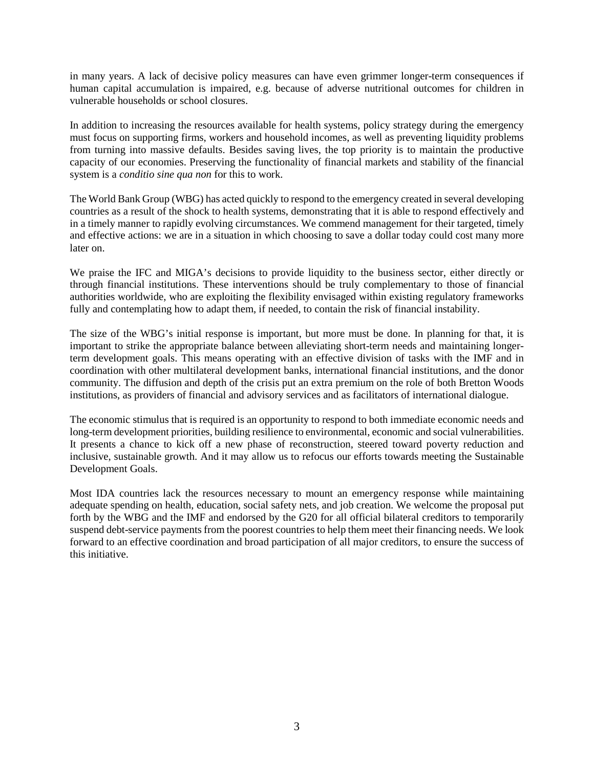in many years. A lack of decisive policy measures can have even grimmer longer-term consequences if human capital accumulation is impaired, e.g. because of adverse nutritional outcomes for children in vulnerable households or school closures.

In addition to increasing the resources available for health systems, policy strategy during the emergency must focus on supporting firms, workers and household incomes, as well as preventing liquidity problems from turning into massive defaults. Besides saving lives, the top priority is to maintain the productive capacity of our economies. Preserving the functionality of financial markets and stability of the financial system is a *conditio sine qua non* for this to work.

The World Bank Group (WBG) has acted quickly to respond to the emergency created in several developing countries as a result of the shock to health systems, demonstrating that it is able to respond effectively and in a timely manner to rapidly evolving circumstances. We commend management for their targeted, timely and effective actions: we are in a situation in which choosing to save a dollar today could cost many more later on.

We praise the IFC and MIGA's decisions to provide liquidity to the business sector, either directly or through financial institutions. These interventions should be truly complementary to those of financial authorities worldwide, who are exploiting the flexibility envisaged within existing regulatory frameworks fully and contemplating how to adapt them, if needed, to contain the risk of financial instability.

The size of the WBG's initial response is important, but more must be done. In planning for that, it is important to strike the appropriate balance between alleviating short-term needs and maintaining longer-term development goals. This means operating with an effective division of tasks with the IMF and in coordination with other multilateral development banks, international financial institutions, and the donor community. The diffusion and depth of the crisis put an extra premium on the role of both Bretton Woods institutions, as providers of financial and advisory services and as facilitators of international dialogue.

The economic stimulus that is required is an opportunity to respond to both immediate economic needs and long-term development priorities, building resilience to environmental, economic and social vulnerabilities. It presents a chance to kick off a new phase of reconstruction, steered toward poverty reduction and inclusive, sustainable growth. And it may allow us to refocus our efforts towards meeting the Sustainable Development Goals.

Most IDA countries lack the resources necessary to mount an emergency response while maintaining adequate spending on health, education, social safety nets, and job creation. We welcome the proposal put forth by the WBG and the IMF and endorsed by the G20 for all official bilateral creditors to temporarily suspend debt-service payments from the poorest countries to help them meet their financing needs. We look forward to an effective coordination and broad participation of all major creditors, to ensure the success of this initiative.